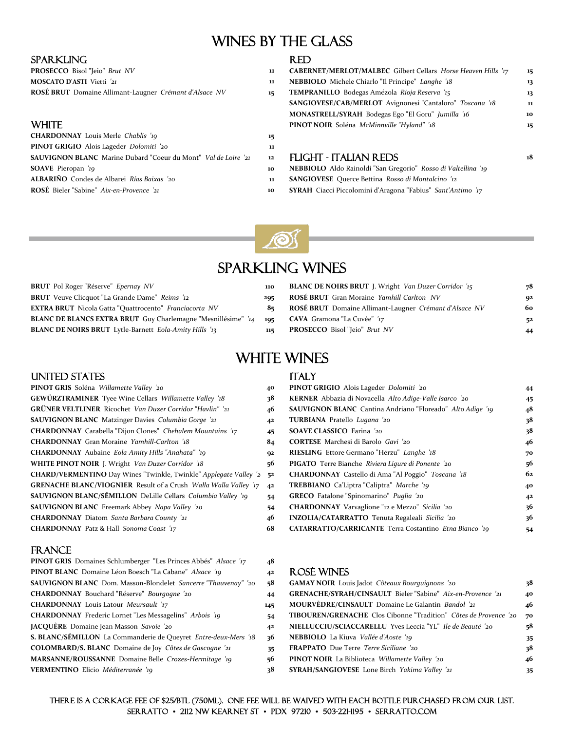# WINES BY THE GLASS

## SPARKLING

| Wine | Price |
|---|---|
| **PROSECCO** Bisol "Jeio" *Brut NV* | 11 |
| **MOSCATO D'ASTI** Vietti *'21* | 11 |
| **ROSÉ BRUT** Domaine Allimant-Laugner *Crémant d'Alsace NV* | 15 |

## WHITE

| Wine | Price |
|---|---|
| **CHARDONNAY** Louis Merle *Chablis '19* | 15 |
| **PINOT GRIGIO** Alois Lageder *Dolomiti '20* | 11 |
| **SAUVIGNON BLANC** Marine Dubard "Coeur du Mont" *Val de Loire '21* | 12 |
| **SOAVE** Pieropan *'19* | 10 |
| **ALBARIÑO** Condes de Albarei *Rías Baixas '20* | 11 |
| **ROSÉ** Bieler "Sabine" *Aix-en-Provence '21* | 10 |

## RED

| Wine | Price |
|---|---|
| **CABERNET/MERLOT/MALBEC** Gilbert Cellars *Horse Heaven Hills '17* | 15 |
| **NEBBIOLO** Michele Chiarlo "Il Principe" *Langhe '18* | 13 |
| **TEMPRANILLO** Bodegas Amézola *Rioja Reserva '15* | 13 |
| **SANGIOVESE/CAB/MERLOT** Avignonesi "Cantaloro" *Toscana '18* | 11 |
| **MONASTRELL/SYRAH** Bodegas Ego "El Goru" *Jumilla '16* | 10 |
| **PINOT NOIR** Soléna *McMinnville "Hyland" '18* | 15 |

## FLIGHT - ITALIAN REDS — 18

**NEBBIOLO** Aldo Rainoldi "San Gregorio" *Rosso di Valtellina '19*

**SANGIOVESE** Querce Bettina *Rosso di Montalcino '12*

**SYRAH** Ciacci Piccolomini d'Aragona "Fabius" *Sant'Antimo '17*

# SPARKLING WINES

| Wine | Price |
|---|---|
| **BRUT** Pol Roger "Réserve" *Epernay NV* | 110 |
| **BRUT** Veuve Clicquot "La Grande Dame" *Reims '12* | 295 |
| **EXTRA BRUT** Nicola Gatta "Quattrocento" *Franciacorta NV* | 85 |
| **BLANC DE BLANCS EXTRA BRUT** Guy Charlemagne "Mesnillésime" *'14* | 195 |
| **BLANC DE NOIRS BRUT** Lytle-Barnett *Eola-Amity Hills '13* | 115 |
| **BLANC DE NOIRS BRUT** J. Wright *Van Duzer Corridor '15* | 78 |
| **ROSÉ BRUT** Gran Moraine *Yamhill-Carlton NV* | 92 |
| **ROSÉ BRUT** Domaine Allimant-Laugner *Crémant d'Alsace NV* | 60 |
| **CAVA** Gramona "La Cuvée" *'17* | 52 |
| **PROSECCO** Bisol "Jeio" *Brut NV* | 44 |

# WHITE WINES

## UNITED STATES

| Wine | Price |
|---|---|
| **PINOT GRIS** Soléna *Willamette Valley '20* | 40 |
| **GEWÜRZTRAMINER** Tyee Wine Cellars *Willamette Valley '18* | 38 |
| **GRÜNER VELTLINER** Ricochet *Van Duzer Corridor "Havlin" '21* | 46 |
| **SAUVIGNON BLANC** Matzinger Davies *Columbia Gorge '21* | 42 |
| **CHARDONNAY** Carabella "Dijon Clones" *Chehalem Mountains '17* | 45 |
| **CHARDONNAY** Gran Moraine *Yamhill-Carlton '18* | 84 |
| **CHARDONNAY** Aubaine *Eola-Amity Hills "Anahata" '19* | 92 |
| **WHITE PINOT NOIR** J. Wright *Van Duzer Corridor '18* | 56 |
| **CHARD/VERMENTINO** Day Wines "Twinkle, Twinkle" *Applegate Valley '2* | 52 |
| **GRENACHE BLANC/VIOGNIER** Result of a Crush *Walla Walla Valley '17* | 42 |
| **SAUVIGNON BLANC/SÉMILLON** DeLille Cellars *Columbia Valley '19* | 54 |
| **SAUVIGNON BLANC** Freemark Abbey *Napa Valley '20* | 54 |
| **CHARDONNAY** Diatom *Santa Barbara County '21* | 46 |
| **CHARDONNAY** Patz & Hall *Sonoma Coast '17* | 68 |

## FRANCE

| Wine | Price |
|---|---|
| **PINOT GRIS** Domaines Schlumberger "Les Princes Abbés" *Alsace '17* | 48 |
| **PINOT BLANC** Domaine Léon Boesch "La Cabane" *Alsace '19* | 42 |
| **SAUVIGNON BLANC** Dom. Masson-Blondelet *Sancerre "Thauvenay" '20* | 58 |
| **CHARDONNAY** Bouchard "Réserve" *Bourgogne '20* | 44 |
| **CHARDONNAY** Louis Latour *Meursault '17* | 145 |
| **CHARDONNAY** Frederic Lornet "Les Messagelins" *Arbois '19* | 54 |
| **JACQUÈRE** Domaine Jean Masson *Savoie '20* | 42 |
| **S. BLANC/SÉMILLON** La Commanderie de Queyret *Entre-deux-Mers '18* | 36 |
| **COLOMBARD/S. BLANC** Domaine de Joy *Côtes de Gascogne '21* | 35 |
| **MARSANNE/ROUSSANNE** Domaine Belle *Crozes-Hermitage '19* | 56 |
| **VERMENTINO** Elicio *Méditerranée '19* | 38 |

## ITALY

| Wine | Price |
|---|---|
| **PINOT GRIGIO** Alois Lageder *Dolomiti '20* | 44 |
| **KERNER** Abbazia di Novacella *Alto Adige-Valle Isarco '20* | 45 |
| **SAUVIGNON BLANC** Cantina Andriano "Floreado" *Alto Adige '19* | 48 |
| **TURBIANA** Pratello *Lugana '20* | 38 |
| **SOAVE CLASSICO** Farina *'20* | 38 |
| **CORTESE** Marchesi di Barolo *Gavi '20* | 46 |
| **RIESLING** Ettore Germano "Hérzu" *Langhe '18* | 70 |
| **PIGATO** Terre Bianche *Riviera Ligure di Ponente '20* | 56 |
| **CHARDONNAY** Castello di Ama "Al Poggio" *Toscana '18* | 62 |
| **TREBBIANO** Ca'Liptra "Caliptra" *Marche '19* | 40 |
| **GRECO** Fatalone "Spinomarino" *Puglia '20* | 42 |
| **CHARDONNAY** Varvaglione "12 e Mezzo" *Sicilia '20* | 36 |
| **INZOLIA/CATARRATTO** Tenuta Regaleali *Sicilia '20* | 36 |
| **CATARRATTO/CARRICANTE** Terra Costantino *Etna Bianco '19* | 54 |

## ROSÉ WINES

| Wine | Price |
|---|---|
| **GAMAY NOIR** Louis Jadot *Côteaux Bourguignons '20* | 38 |
| **GRENACHE/SYRAH/CINSAULT** Bieler "Sabine" *Aix-en-Provence '21* | 40 |
| **MOURVÈDRE/CINSAULT** Domaine Le Galantin *Bandol '21* | 46 |
| **TIBOUREN/GRENACHE** Clos Cibonne "Tradition" *Côtes de Provence '20* | 70 |
| **NIELLUCCIU/SCIACCARELLU** Yves Leccia "YL" *Ile de Beauté '20* | 58 |
| **NEBBIOLO** La Kiuva *Vallée d'Aoste '19* | 35 |
| **FRAPPATO** Due Terre *Terre Siciliane '20* | 38 |
| **PINOT NOIR** La Biblioteca *Willamette Valley '20* | 46 |
| **SYRAH/SANGIOVESE** Lone Birch *Yakima Valley '21* | 35 |

THERE IS A CORKAGE FEE OF $25/BTL (750ML). ONE FEE WILL BE WAIVED WITH EACH BOTTLE PURCHASED FROM OUR LIST.

SERRATTO • 2112 NW KEARNEY ST • PDX 97210 • 503-221-1195 • SERRATTO.COM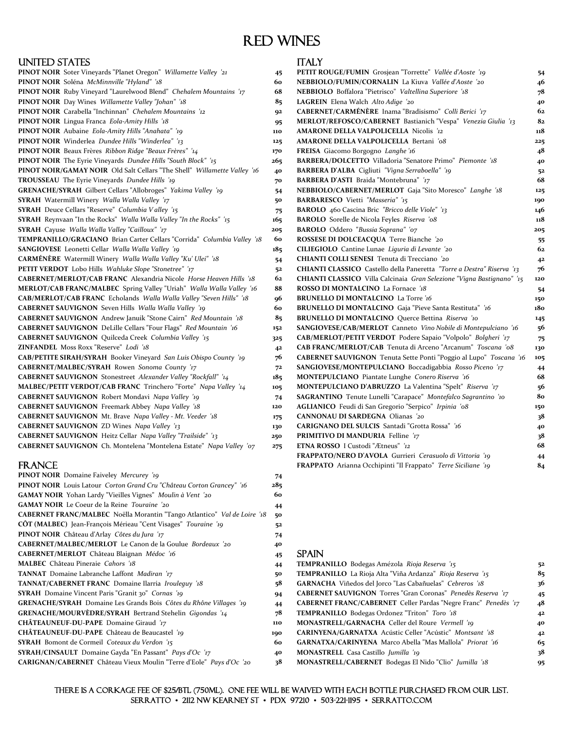# RED WINES

## UNITED STATES

| | |
|---|---|
| **PINOT NOIR** Soter Vineyards "Planet Oregon" *Willamette Valley '21* | 45 |
| **PINOT NOIR** Soléna *McMinnville "Hyland" '18* | 60 |
| **PINOT NOIR** Ruby Vineyard "Laurelwood Blend" *Chehalem Mountains '17* | 68 |
| **PINOT NOIR** Day Wines *Willamette Valley "Johan" '18* | 85 |
| **PINOT NOIR** Carabella "Inchinnan" *Chehalem Mountains '12* | 92 |
| **PINOT NOIR** Lingua Franca *Eola-Amity Hills '18* | 95 |
| **PINOT NOIR** Aubaine *Eola-Amity Hills "Anahata" '19* | 110 |
| **PINOT NOIR** Winderlea *Dundee Hills "Winderlea" '13* | 125 |
| **PINOT NOIR** Beaux Frères *Ribbon Ridge "Beaux Frères" '14* | 170 |
| **PINOT NOIR** The Eyrie Vineyards *Dundee Hills "South Block" '15* | 265 |
| **PINOT NOIR/GAMAY NOIR** Old Salt Cellars "The Shell" *Willamette Valley '16* | 40 |
| **TROUSSEAU** The Eyrie Vineyards *Dundee Hills '19* | 70 |
| **GRENACHE/SYRAH** Gilbert Cellars "Allobroges" *Yakima Valley '19* | 54 |
| **SYRAH** Watermill Winery *Walla Walla Valley '17* | 50 |
| **SYRAH** Deuce Cellars "Reserve" *Columbia V alley '15* | 75 |
| **SYRAH** Reynvaan "In the Rocks" *Walla Walla Valley "In the Rocks" '15* | 165 |
| **SYRAH** Cayuse *Walla Walla Valley "Cailloux" '17* | 205 |
| **TEMPRANILLO/GRACIANO** Brian Carter Cellars "Corrida" *Columbia Valley '18* | 60 |
| **SANGIOVESE** Leonetti Cellar *Walla Walla Valley '19* | 185 |
| **CARMÉNÈRE** Watermill Winery *Walla Walla Valley "Ku' Ulei" '18* | 54 |
| **PETIT VERDOT** Lobo Hills *Wahluke Slope "Stonetree" '17* | 52 |
| **CABERNET/MERLOT/CAB FRANC** Alexandria Nicole *Horse Heaven Hills '18* | 62 |
| **MERLOT/CAB FRANC/MALBEC** Spring Valley "Uriah" *Walla Walla Valley '16* | 88 |
| **CAB/MERLOT/CAB FRANC** Echolands *Walla Walla Valley "Seven Hills" '18* | 96 |
| **CABERNET SAUVIGNON** Seven Hills *Walla Walla Valley '19* | 60 |
| **CABERNET SAUVIGNON** Andrew Januik "Stone Cairn" *Red Mountain '18* | 85 |
| **CABERNET SAUVIGNON** DeLille Cellars "Four Flags" *Red Mountain '16* | 152 |
| **CABERNET SAUVIGNON** Quilceda Creek *Columbia Valley '15* | 325 |
| **ZINFANDEL** Moss Roxx "Reserve" *Lodi '18* | 42 |
| **CAB/PETITE SIRAH/SYRAH** Booker Vineyard *San Luis Obispo County '19* | 76 |
| **CABERNET/MALBEC/SYRAH** Rowen *Sonoma County '17* | 72 |
| **CABERNET SAUVIGNON** Stonestreet *Alexander Valley "Rockfall" '14* | 185 |
| **MALBEC/PETIT VERDOT/CAB FRANC** Trinchero "Forte" *Napa Valley '14* | 105 |
| **CABERNET SAUVIGNON** Robert Mondavi *Napa Valley '19* | 74 |
| **CABERNET SAUVIGNON** Freemark Abbey *Napa Valley '18* | 120 |
| **CABERNET SAUVIGNON** Mt. Brave *Napa Valley - Mt. Veeder '18* | 175 |
| **CABERNET SAUVIGNON** ZD Wines *Napa Valley '13* | 130 |
| **CABERNET SAUVIGNON** Heitz Cellar *Napa Valley "Trailside" '13* | 250 |
| **CABERNET SAUVIGNON** Ch. Montelena "Montelena Estate" *Napa Valley '07* | 275 |

## FRANCE

| | |
|---|---|
| **PINOT NOIR** Domaine Faiveley *Mercurey '19* | 74 |
| **PINOT NOIR** Louis Latour *Corton Grand Cru "Château Corton Grancey" '16* | 285 |
| **GAMAY NOIR** Yohan Lardy "Vieilles Vignes" *Moulin à Vent '20* | 60 |
| **GAMAY NOIR** Le Coeur de la Reine *Touraine '20* | 44 |
| **CABERNET FRANC/MALBEC** Noëlla Morantin "Tango Atlantico" *Val de Loire '18* | 50 |
| **CÔT (MALBEC)** Jean-François Mérieau "Cent Visages" *Touraine '19* | 52 |
| **PINOT NOIR** Château d'Arlay *Côtes du Jura '17* | 74 |
| **CABERNET/MALBEC/MERLOT** Le Canon de la Goulue *Bordeaux '20* | 40 |
| **CABERNET/MERLOT** Château Blaignan *Médoc '16* | 45 |
| **MALBEC** Château Pineraie *Cahors '18* | 44 |
| **TANNAT** Domaine Labranche Laffont *Madiran '17* | 50 |
| **TANNAT/CABERNET FRANC** Domaine Ilarria *Irouleguy '18* | 58 |
| **SYRAH** Domaine Vincent Paris "Granit 30" *Cornas '19* | 94 |
| **GRENACHE/SYRAH** Domaine Les Grands Bois *Côtes du Rhône Villages '19* | 44 |
| **GRENACHE/MOURVÈDRE/SYRAH** Bertrand Stehelin *Gigondas '14* | 78 |
| **CHÂTEAUNEUF-DU-PAPE** Domaine Giraud *'17* | 110 |
| **CHÂTEAUNEUF-DU-PAPE** Château de Beaucastel *'19* | 190 |
| **SYRAH** Bomont de Cormeil *Coteaux du Verdon '15* | 60 |
| **SYRAH/CINSAULT** Domaine Gayda "En Passant" *Pays d'Oc '17* | 40 |
| **CARIGNAN/CABERNET** Château Vieux Moulin "Terre d'Eole" *Pays d'Oc '20* | 38 |

## ITALY

| | |
|---|---|
| **PETIT ROUGE/FUMIN** Grosjean "Torrette" *Vallée d'Aoste '19* | 54 |
| **NEBBIOLO/FUMIN/CORNALIN** La Kiuva *Vallée d'Aoste '20* | 46 |
| **NEBBIOLO** Boffalora "Pietrisco" *Valtellina Superiore '18* | 78 |
| **LAGREIN** Elena Walch *Alto Adige '20* | 40 |
| **CABERNET/CARMÉNÈRE** Inama "Bradisismo" *Colli Berici '17* | 62 |
| **MERLOT/REFOSCO/CABERNET** Bastianich "Vespa" *Venezia Giulia '13* | 82 |
| **AMARONE DELLA VALPOLICELLA** Nicolis *'12* | 118 |
| **AMARONE DELLA VALPOLICELLA** Bertani *'08* | 225 |
| **FREISA** Giacomo Borgogno *Langhe '16* | 48 |
| **BARBERA/DOLCETTO** Villadoria "Senatore Primo" *Piemonte '18* | 40 |
| **BARBERA D'ALBA** Cigliuti *"Vigna Serraboella" '19* | 52 |
| **BARBERA D'ASTI** Braida "Montebruna" *'17* | 68 |
| **NEBBIOLO/CABERNET/MERLOT** Gaja "Sito Moresco" *Langhe '18* | 125 |
| **BARBARESCO** Vietti *"Masseria" '15* | 190 |
| **BAROLO** 460 Cascina Bric *"Bricco delle Viole" '13* | 146 |
| **BAROLO** Sorelle de Nicola Feyles *Riserva '08* | 118 |
| **BAROLO** Oddero *"Bussia Soprana" '07* | 205 |
| **ROSSESE DI DOLCEACQUA** Terre Bianche *'20* | 55 |
| **CILIEGIOLO** Cantine Lunae *Liguria di Levante '20* | 62 |
| **CHIANTI COLLI SENESI** Tenuta di Trecciano *'20* | 42 |
| **CHIANTI CLASSICO** Castello della Paneretta *"Torre a Destra" Riserva '13* | 76 |
| **CHIANTI CLASSICO** Villa Calcinaia *Gran Selezione "Vigna Bastignano" '15* | 120 |
| **ROSSO DI MONTALCINO** La Fornace *'18* | 54 |
| **BRUNELLO DI MONTALCINO** La Torre *'16* | 150 |
| **BRUNELLO DI MONTALCINO** Gaja "Pieve Santa Restituta" *'16* | 180 |
| **BRUNELLO DI MONTALCINO** Querce Bettina *Riserva '10* | 145 |
| **SANGIOVESE/CAB/MERLOT** Canneto *Vino Nobile di Montepulciano '16* | 56 |
| **CAB/MERLOT/PETIT VERDOT** Podere Sapaio "Volpolo" *Bolgheri '17* | 75 |
| **CAB FRANC/MERLOT/CAB** Tenuta di Arceno "Arcanum" *Toscana '08* | 130 |
| **CABERNET SAUVIGNON** Tenuta Sette Ponti "Poggio al Lupo" *Toscana '16* | 105 |
| **SANGIOVESE/MONTEPULCIANO** Boccadigabbia *Rosso Piceno '17* | 44 |
| **MONTEPULCIANO** Piantate Lunghe *Conero Riserva '16* | 68 |
| **MONTEPULCIANO D'ABRUZZO** La Valentina "Spelt" *Riserva '17* | 56 |
| **SAGRANTINO** Tenute Lunelli "Carapace" *Montefalco Sagrantino '10* | 80 |
| **AGLIANICO** Feudi di San Gregorio "Serpico" *Irpinia '08* | 150 |
| **CANNONAU DI SARDEGNA** Olianas *'20* | 38 |
| **CARIGNANO DEL SULCIS** Santadi "Grotta Rossa" *'16* | 40 |
| **PRIMITIVO DI MANDURIA** Felline *'17* | 38 |
| **ETNA ROSSO** I Custodi "Ætneus" *'12* | 68 |
| **FRAPPATO/NERO D'AVOLA** Gurrieri *Cerasuolo di Vittoria '19* | 44 |
| **FRAPPATO** Arianna Occhipinti "Il Frappato" *Terre Siciliane '19* | 84 |

## SPAIN

| | |
|---|---|
| **TEMPRANILLO** Bodegas Amézola *Rioja Reserva '15* | 52 |
| **TEMPRANILLO** La Rioja Alta "Viña Ardanza" *Rioja Reserva '15* | 85 |
| **GARNACHA** Viñedos del Jorco "Las Cabañuelas" *Cebreros '18* | 36 |
| **CABERNET SAUVIGNON** Torres "Gran Coronas" *Penedès Reserva '17* | 45 |
| **CABERNET FRANC/CABERNET** Celler Pardas "Negre Franc" *Penedès '17* | 48 |
| **TEMPRANILLO** Bodegas Ordonez "Triton" *Toro '18* | 42 |
| **MONASTRELL/GARNACHA** Celler del Roure *Vermell '19* | 40 |
| **CARINYENA/GARNATXA** Acústic Celler "Acústic" *Montsant '18* | 42 |
| **GARNATXA/CARINYENA** Marco Abella "Mas Mallola" *Priorat '16* | 65 |
| **MONASTRELL** Casa Castillo *Jumilla '19* | 38 |
| **MONASTRELL/CABERNET** Bodegas El Nido "Clio" *Jumilla '18* | 95 |

THERE IS A CORKAGE FEE OF $25/BTL (750ML). ONE FEE WILL BE WAIVED WITH EACH BOTTLE PURCHASED FROM OUR LIST.

SERRATTO • 2112 NW KEARNEY ST • PDX 97210 • 503-221-1195 • SERRATTO.COM